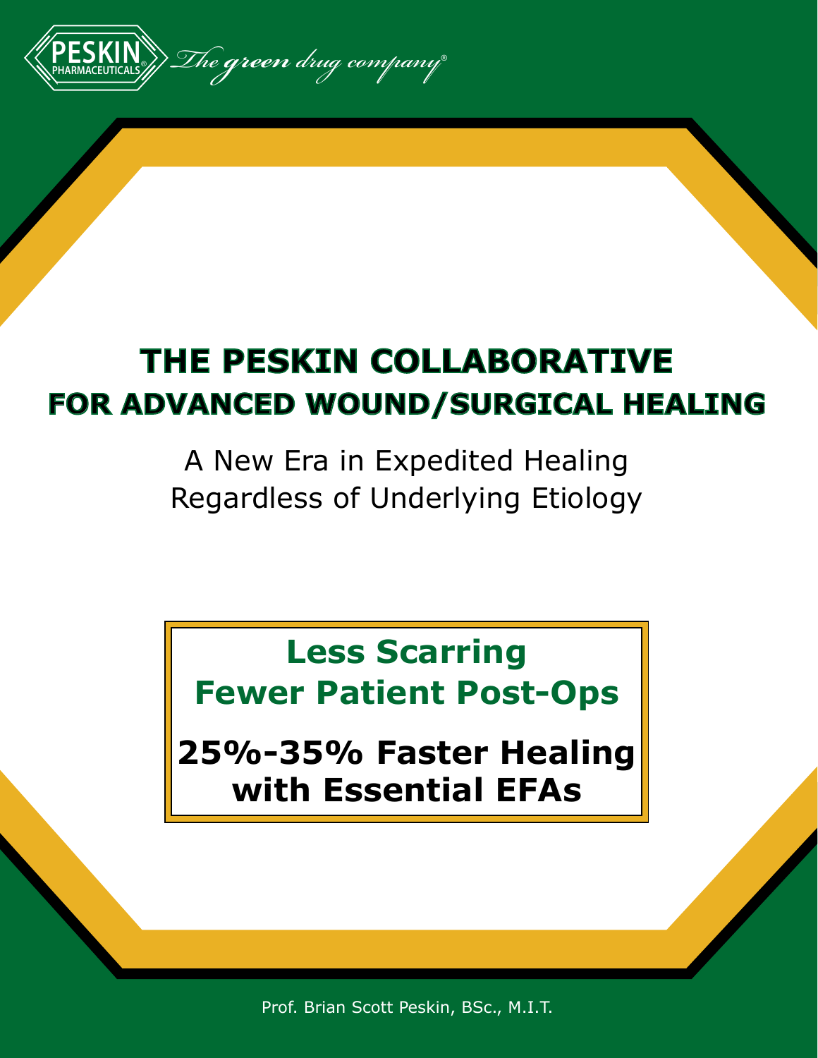PESKIN PHARMACEUTICALS® *The green drug company®*

# THE PESKIN COLLABORATIVE
## FOR ADVANCED WOUND/SURGICAL HEALING

A New Era in Expedited Healing
Regardless of Underlying Etiology

**Less Scarring**
**Fewer Patient Post-Ops**

**25%-35% Faster Healing with Essential EFAs**

Prof. Brian Scott Peskin, BSc., M.I.T.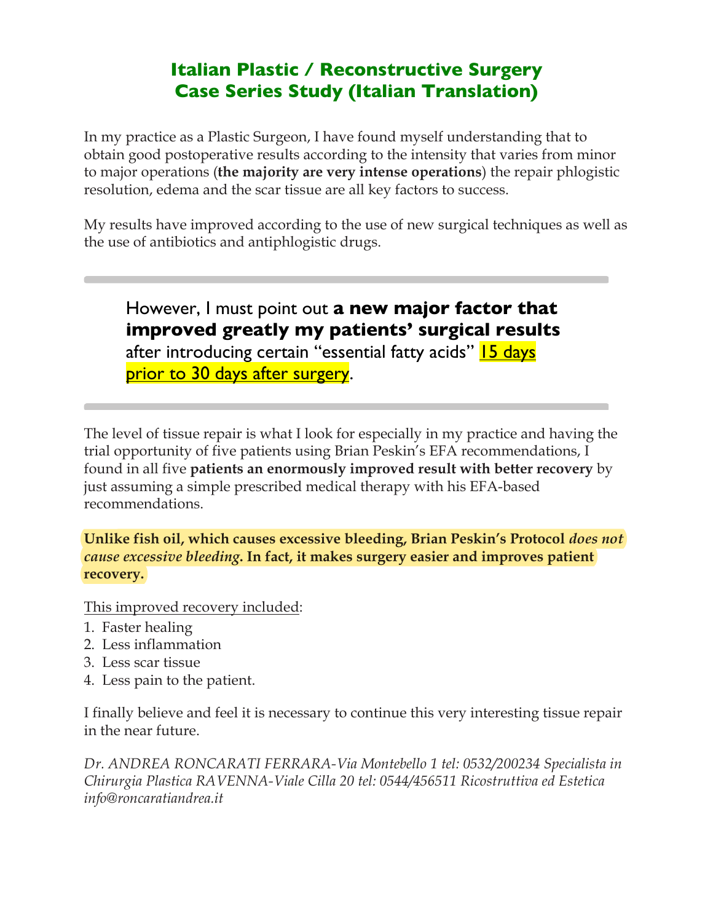# Italian Plastic / Reconstructive Surgery Case Series Study (Italian Translation)

In my practice as a Plastic Surgeon, I have found myself understanding that to obtain good postoperative results according to the intensity that varies from minor to major operations (**the majority are very intense operations**) the repair phlogistic resolution, edema and the scar tissue are all key factors to success.

My results have improved according to the use of new surgical techniques as well as the use of antibiotics and antiphlogistic drugs.

---

> However, I must point out **a new major factor that improved greatly my patients' surgical results** after introducing certain "essential fatty acids" 15 days prior to 30 days after surgery.

---

The level of tissue repair is what I look for especially in my practice and having the trial opportunity of five patients using Brian Peskin's EFA recommendations, I found in all five **patients an enormously improved result with better recovery** by just assuming a simple prescribed medical therapy with his EFA-based recommendations.

**Unlike fish oil, which causes excessive bleeding, Brian Peskin's Protocol *does not cause excessive bleeding*. In fact, it makes surgery easier and improves patient recovery.**

This improved recovery included:

1. Faster healing
2. Less inflammation
3. Less scar tissue
4. Less pain to the patient.

I finally believe and feel it is necessary to continue this very interesting tissue repair in the near future.

*Dr. ANDREA RONCARATI FERRARA-Via Montebello 1 tel: 0532/200234 Specialista in Chirurgia Plastica RAVENNA-Viale Cilla 20 tel: 0544/456511 Ricostruttiva ed Estetica info@roncaratiandrea.it*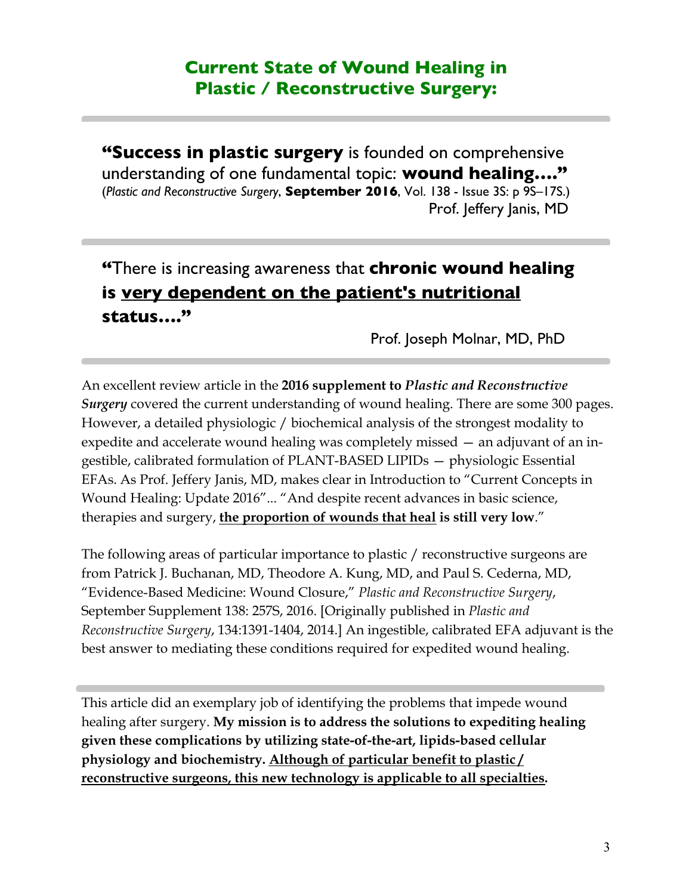## Current State of Wound Healing in Plastic / Reconstructive Surgery:

---

**"Success in plastic surgery** is founded on comprehensive understanding of one fundamental topic: **wound healing...."**
(*Plastic and Reconstructive Surgery*, **September 2016**, Vol. 138 - Issue 3S: p 9S–17S.)
Prof. Jeffery Janis, MD

---

**"**There is increasing awareness that **chronic wound healing is <u>very dependent on the patient's nutritional</u> status...."**

Prof. Joseph Molnar, MD, PhD

---

An excellent review article in the **2016 supplement to *Plastic and Reconstructive Surgery*** covered the current understanding of wound healing. There are some 300 pages. However, a detailed physiologic / biochemical analysis of the strongest modality to expedite and accelerate wound healing was completely missed — an adjuvant of an ingestible, calibrated formulation of PLANT-BASED LIPIDs — physiologic Essential EFAs. As Prof. Jeffery Janis, MD, makes clear in Introduction to "Current Concepts in Wound Healing: Update 2016"... "And despite recent advances in basic science, therapies and surgery, **<u>the proportion of wounds that heal</u> is still very low**."

The following areas of particular importance to plastic / reconstructive surgeons are from Patrick J. Buchanan, MD, Theodore A. Kung, MD, and Paul S. Cederna, MD, "Evidence-Based Medicine: Wound Closure," *Plastic and Reconstructive Surgery*, September Supplement 138: 257S, 2016. [Originally published in *Plastic and Reconstructive Surgery*, 134:1391-1404, 2014.] An ingestible, calibrated EFA adjuvant is the best answer to mediating these conditions required for expedited wound healing.

---

This article did an exemplary job of identifying the problems that impede wound healing after surgery. **My mission is to address the solutions to expediting healing given these complications by utilizing state-of-the-art, lipids-based cellular physiology and biochemistry. <u>Although of particular benefit to plastic / reconstructive surgeons, this new technology is applicable to all specialties</u>.**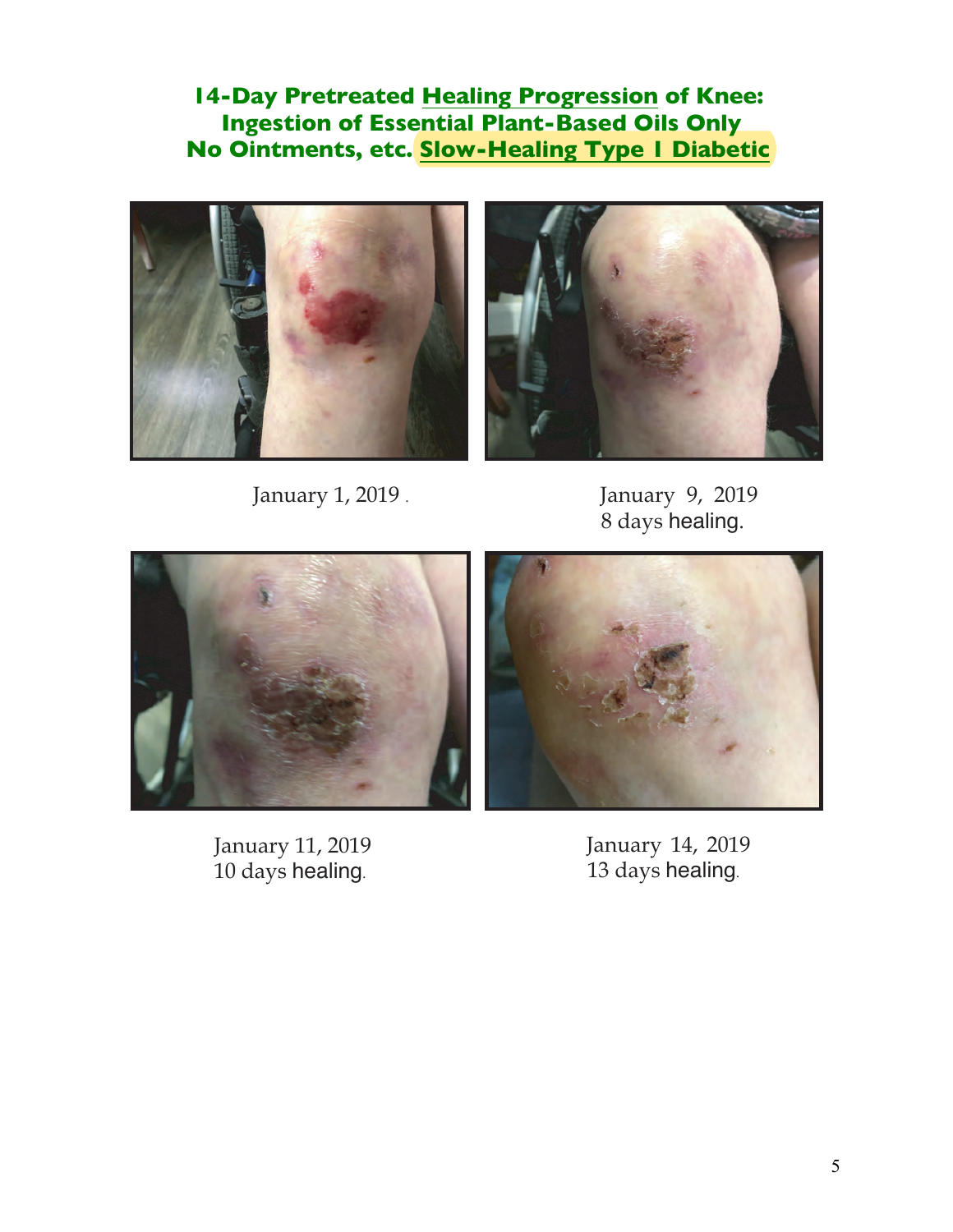# 14-Day Pretreated Healing Progression of Knee: Ingestion of Essential Plant-Based Oils Only No Ointments, etc. Slow-Healing Type 1 Diabetic

January 1, 2019 .

January 9, 2019
8 days healing.

January 11, 2019
10 days healing.

January 14, 2019
13 days healing.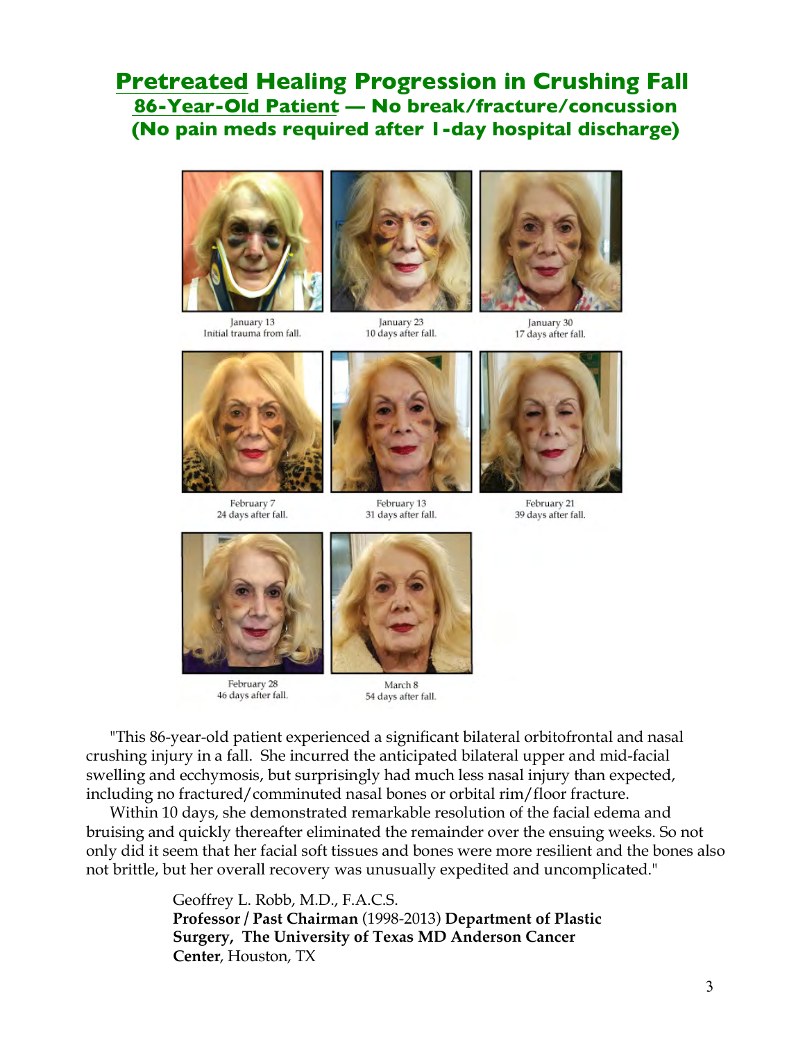# Pretreated Healing Progression in Crushing Fall

## 86-Year-Old Patient — No break/fracture/concussion

## (No pain meds required after 1-day hospital discharge)

January 13
Initial trauma from fall.

January 23
10 days after fall.

January 30
17 days after fall.

February 7
24 days after fall.

February 13
31 days after fall.

February 21
39 days after fall.

February 28
46 days after fall.

March 8
54 days after fall.

"This 86-year-old patient experienced a significant bilateral orbitofrontal and nasal crushing injury in a fall. She incurred the anticipated bilateral upper and mid-facial swelling and ecchymosis, but surprisingly had much less nasal injury than expected, including no fractured/comminuted nasal bones or orbital rim/floor fracture.

Within 10 days, she demonstrated remarkable resolution of the facial edema and bruising and quickly thereafter eliminated the remainder over the ensuing weeks. So not only did it seem that her facial soft tissues and bones were more resilient and the bones also not brittle, but her overall recovery was unusually expedited and uncomplicated."

Geoffrey L. Robb, M.D., F.A.C.S.
**Professor / Past Chairman** (1998-2013) **Department of Plastic Surgery, The University of Texas MD Anderson Cancer Center**, Houston, TX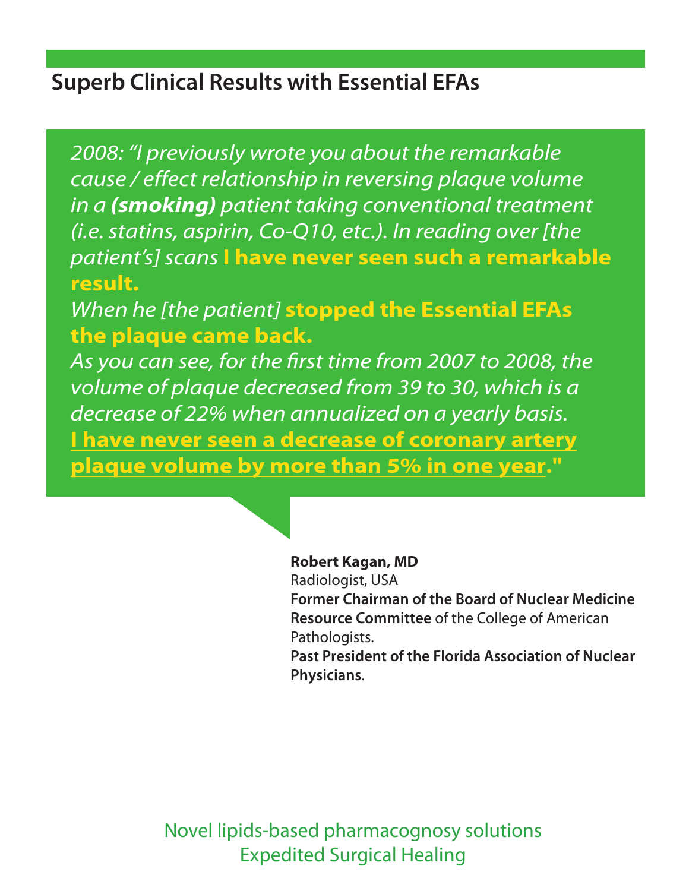## Superb Clinical Results with Essential EFAs

*2008: "I previously wrote you about the remarkable cause / effect relationship in reversing plaque volume in a* ***(smoking)*** *patient taking conventional treatment (i.e. statins, aspirin, Co-Q10, etc.). In reading over [the patient's] scans* **I have never seen such a remarkable result.**

*When he [the patient]* **stopped the Essential EFAs the plaque came back.**

*As you can see, for the first time from 2007 to 2008, the volume of plaque decreased from 39 to 30, which is a decrease of 22% when annualized on a yearly basis.*

**<u>I have never seen a decrease of coronary artery plaque volume by more than 5% in one year</u>."**

**Robert Kagan, MD**
Radiologist, USA
**Former Chairman of the Board of Nuclear Medicine Resource Committee** of the College of American Pathologists.
**Past President of the Florida Association of Nuclear Physicians**.

Novel lipids-based pharmacognosy solutions
Expedited Surgical Healing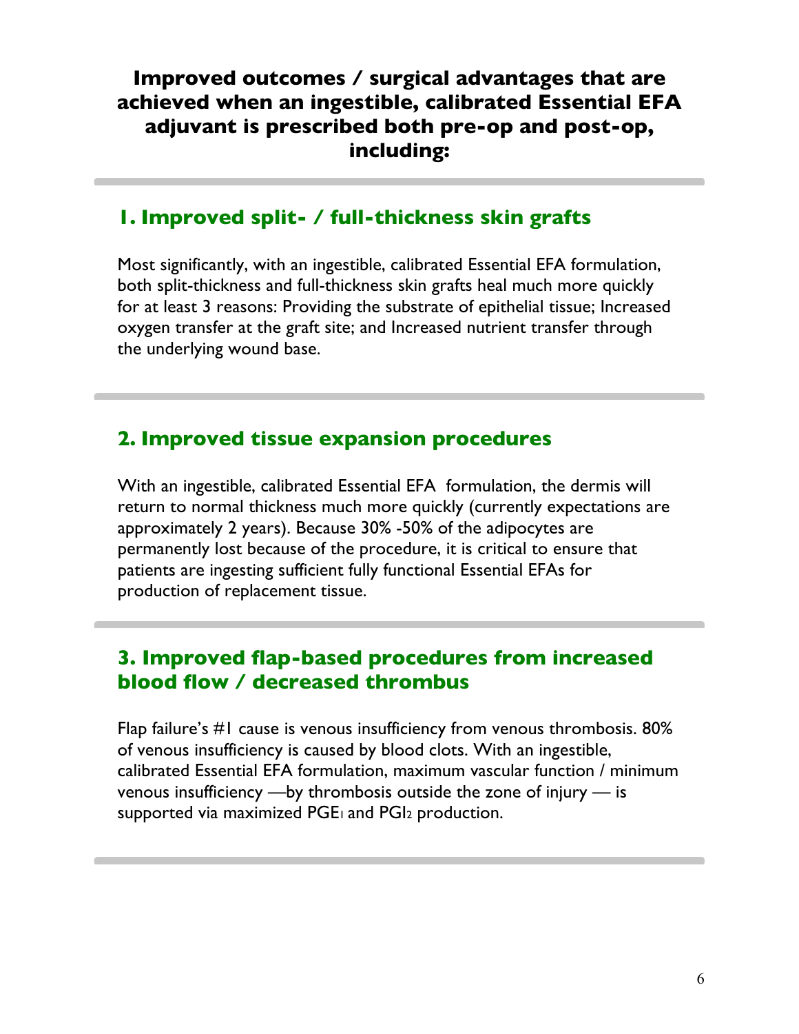## Improved outcomes / surgical advantages that are achieved when an ingestible, calibrated Essential EFA adjuvant is prescribed both pre-op and post-op, including:

### 1. Improved split- / full-thickness skin grafts

Most significantly, with an ingestible, calibrated Essential EFA formulation, both split-thickness and full-thickness skin grafts heal much more quickly for at least 3 reasons: Providing the substrate of epithelial tissue; Increased oxygen transfer at the graft site; and Increased nutrient transfer through the underlying wound base.

### 2. Improved tissue expansion procedures

With an ingestible, calibrated Essential EFA formulation, the dermis will return to normal thickness much more quickly (currently expectations are approximately 2 years). Because 30% -50% of the adipocytes are permanently lost because of the procedure, it is critical to ensure that patients are ingesting sufficient fully functional Essential EFAs for production of replacement tissue.

### 3. Improved flap-based procedures from increased blood flow / decreased thrombus

Flap failure's #1 cause is venous insufficiency from venous thrombosis. 80% of venous insufficiency is caused by blood clots. With an ingestible, calibrated Essential EFA formulation, maximum vascular function / minimum venous insufficiency —by thrombosis outside the zone of injury — is supported via maximized $PGE_1$ and $PGI_2$ production.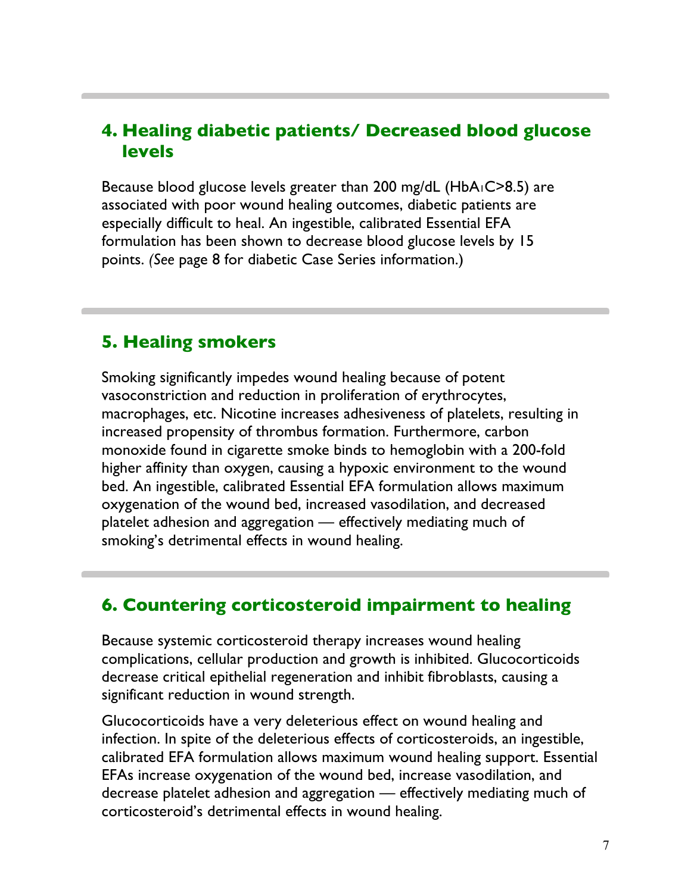## 4. Healing diabetic patients/ Decreased blood glucose levels

Because blood glucose levels greater than 200 mg/dL ($HbA_1C$>8.5) are associated with poor wound healing outcomes, diabetic patients are especially difficult to heal. An ingestible, calibrated Essential EFA formulation has been shown to decrease blood glucose levels by 15 points. *(See* page 8 for diabetic Case Series information.)

## 5. Healing smokers

Smoking significantly impedes wound healing because of potent vasoconstriction and reduction in proliferation of erythrocytes, macrophages, etc. Nicotine increases adhesiveness of platelets, resulting in increased propensity of thrombus formation. Furthermore, carbon monoxide found in cigarette smoke binds to hemoglobin with a 200-fold higher affinity than oxygen, causing a hypoxic environment to the wound bed. An ingestible, calibrated Essential EFA formulation allows maximum oxygenation of the wound bed, increased vasodilation, and decreased platelet adhesion and aggregation — effectively mediating much of smoking's detrimental effects in wound healing.

## 6. Countering corticosteroid impairment to healing

Because systemic corticosteroid therapy increases wound healing complications, cellular production and growth is inhibited. Glucocorticoids decrease critical epithelial regeneration and inhibit fibroblasts, causing a significant reduction in wound strength.

Glucocorticoids have a very deleterious effect on wound healing and infection. In spite of the deleterious effects of corticosteroids, an ingestible, calibrated EFA formulation allows maximum wound healing support. Essential EFAs increase oxygenation of the wound bed, increase vasodilation, and decrease platelet adhesion and aggregation — effectively mediating much of corticosteroid's detrimental effects in wound healing.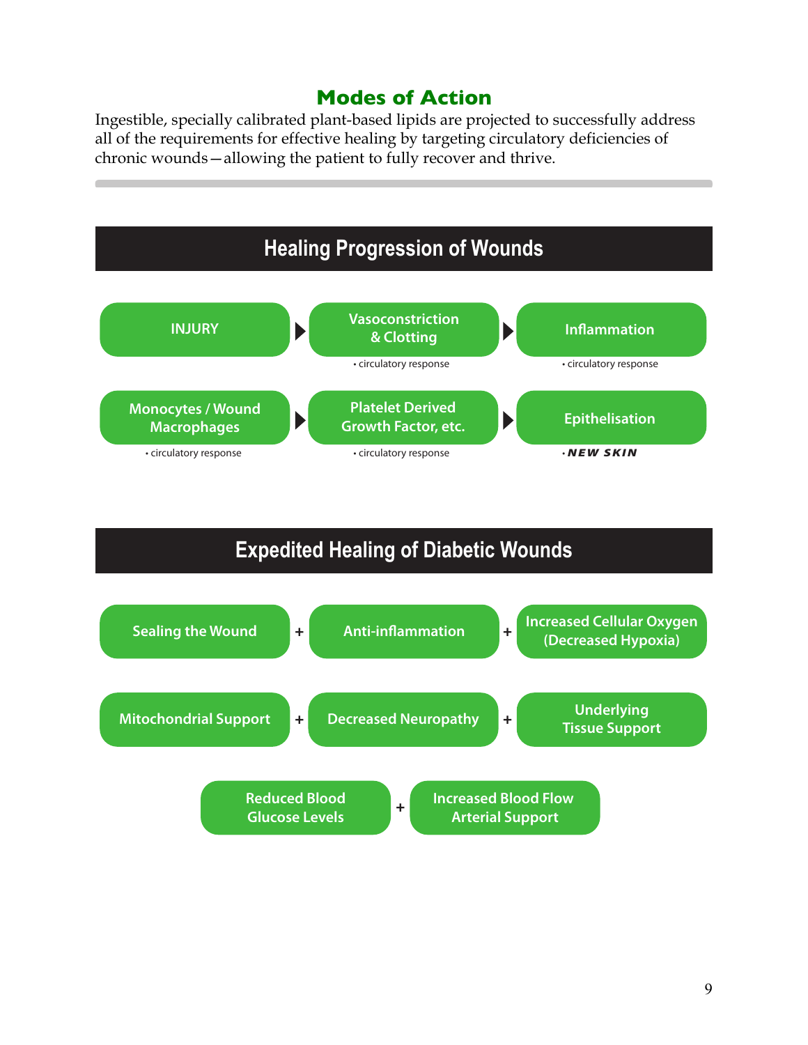## Modes of Action

Ingestible, specially calibrated plant-based lipids are projected to successfully address all of the requirements for effective healing by targeting circulatory deficiencies of chronic wounds—allowing the patient to fully recover and thrive.

### Healing Progression of Wounds

INJURY ▶ Vasoconstriction & Clotting ▶ Inflammation

- Vasoconstriction & Clotting: • circulatory response
- Inflammation: • circulatory response

Monocytes / Wound Macrophages ▶ Platelet Derived Growth Factor, etc. ▶ Epithelisation

- Monocytes / Wound Macrophages: • circulatory response
- Platelet Derived Growth Factor, etc.: • circulatory response
- Epithelisation: • ***NEW SKIN***

### Expedited Healing of Diabetic Wounds

Sealing the Wound + Anti-inflammation + Increased Cellular Oxygen (Decreased Hypoxia)

Mitochondrial Support + Decreased Neuropathy + Underlying Tissue Support

Reduced Blood Glucose Levels + Increased Blood Flow Arterial Support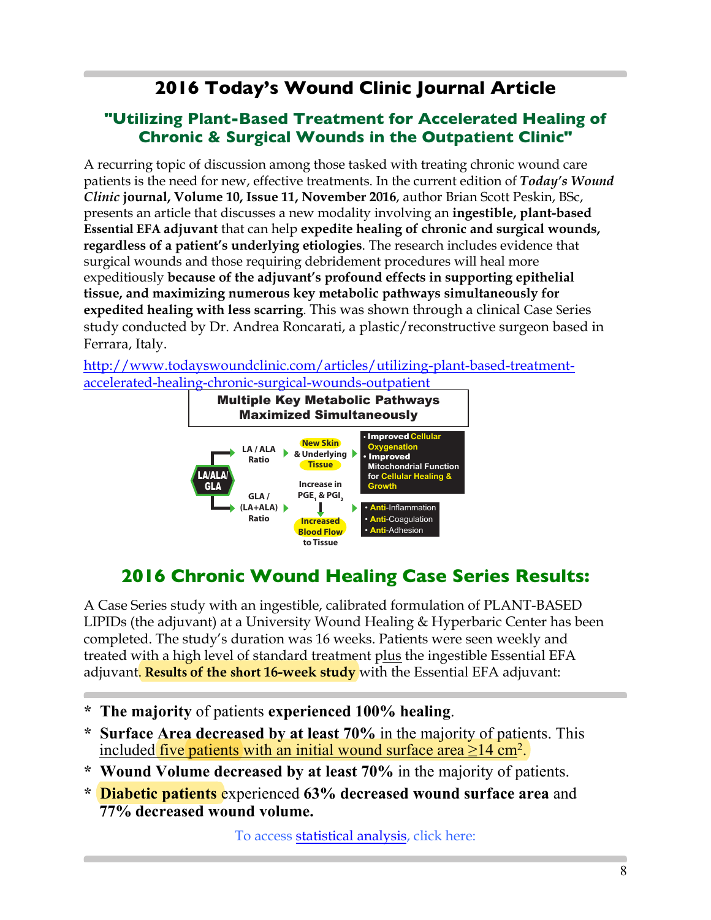# 2016 Today's Wound Clinic Journal Article

## "Utilizing Plant-Based Treatment for Accelerated Healing of Chronic & Surgical Wounds in the Outpatient Clinic"

A recurring topic of discussion among those tasked with treating chronic wound care patients is the need for new, effective treatments. In the current edition of ***Today's Wound Clinic*** **journal, Volume 10, Issue 11, November 2016**, author Brian Scott Peskin, BSc, presents an article that discusses a new modality involving an **ingestible, plant-based Essential EFA adjuvant** that can help **expedite healing of chronic and surgical wounds, regardless of a patient's underlying etiologies**. The research includes evidence that surgical wounds and those requiring debridement procedures will heal more expeditiously **because of the adjuvant's profound effects in supporting epithelial tissue, and maximizing numerous key metabolic pathways simultaneously for expedited healing with less scarring**. This was shown through a clinical Case Series study conducted by Dr. Andrea Roncarati, a plastic/reconstructive surgeon based in Ferrara, Italy.

http://www.todayswoundclinic.com/articles/utilizing-plant-based-treatment-accelerated-healing-chronic-surgical-wounds-outpatient

**Multiple Key Metabolic Pathways Maximized Simultaneously**

LA/ALA/GLA

LA / ALA Ratio

New Skin & Underlying Tissue

• Improved Cellular Oxygenation
• Improved Mitochondrial Function for Cellular Healing & Growth

GLA / (LA+ALA) Ratio

Increase in $PGE_1$ & $PGI_2$

Increased Blood Flow to Tissue

• Anti-Inflammation
• Anti-Coagulation
• Anti-Adhesion

## 2016 Chronic Wound Healing Case Series Results:

A Case Series study with an ingestible, calibrated formulation of PLANT-BASED LIPIDs (the adjuvant) at a University Wound Healing & Hyperbaric Center has been completed. The study's duration was 16 weeks. Patients were seen weekly and treated with a high level of standard treatment plus the ingestible Essential EFA adjuvant. **Results of the short 16-week study** with the Essential EFA adjuvant:

- **The majority** of patients **experienced 100% healing**.
- **Surface Area decreased by at least 70%** in the majority of patients. This included five patients with an initial wound surface area ≥14 $cm^2$.
- **Wound Volume decreased by at least 70%** in the majority of patients.
- **Diabetic patients** experienced **63% decreased wound surface area** and **77% decreased wound volume.**

To access statistical analysis, click here: